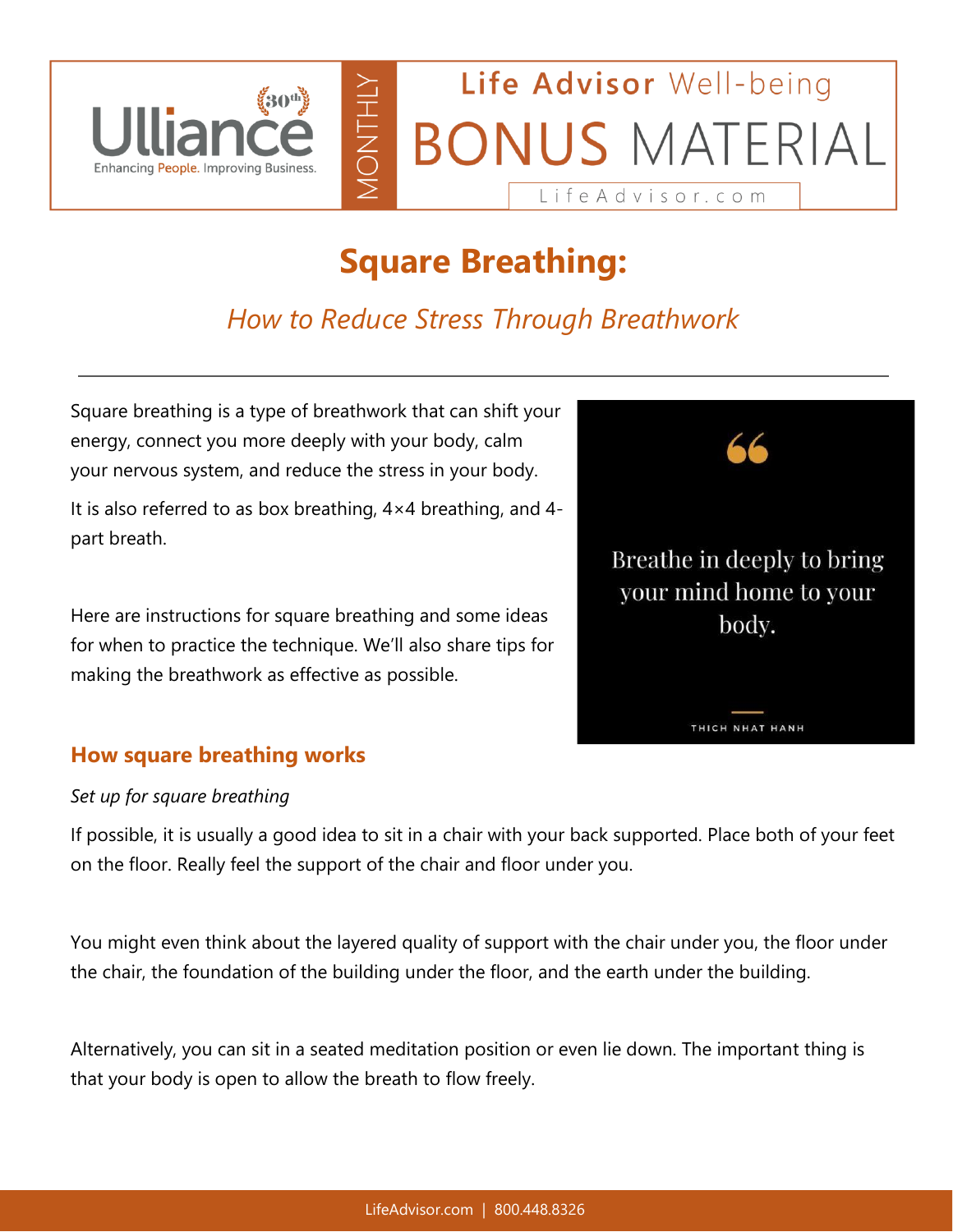Ulliance

Enhancing People. Improving Business.

MONTHLY

Life Advisor Well-being

BONUS MATERIAL

LifeAdvisor.com

# Square Breathing:

*How to Reduce Stress Through Breathwork*

---

Square breathing is a type of breathwork that can shift your energy, connect you more deeply with your body, calm your nervous system, and reduce the stress in your body.

It is also referred to as box breathing, 4×4 breathing, and 4-part breath.

Here are instructions for square breathing and some ideas for when to practice the technique. We'll also share tips for making the breathwork as effective as possible.

> Breathe in deeply to bring your mind home to your body.
>
> THICH NHAT HANH

## How square breathing works

*Set up for square breathing*

If possible, it is usually a good idea to sit in a chair with your back supported. Place both of your feet on the floor. Really feel the support of the chair and floor under you.

You might even think about the layered quality of support with the chair under you, the floor under the chair, the foundation of the building under the floor, and the earth under the building.

Alternatively, you can sit in a seated meditation position or even lie down. The important thing is that your body is open to allow the breath to flow freely.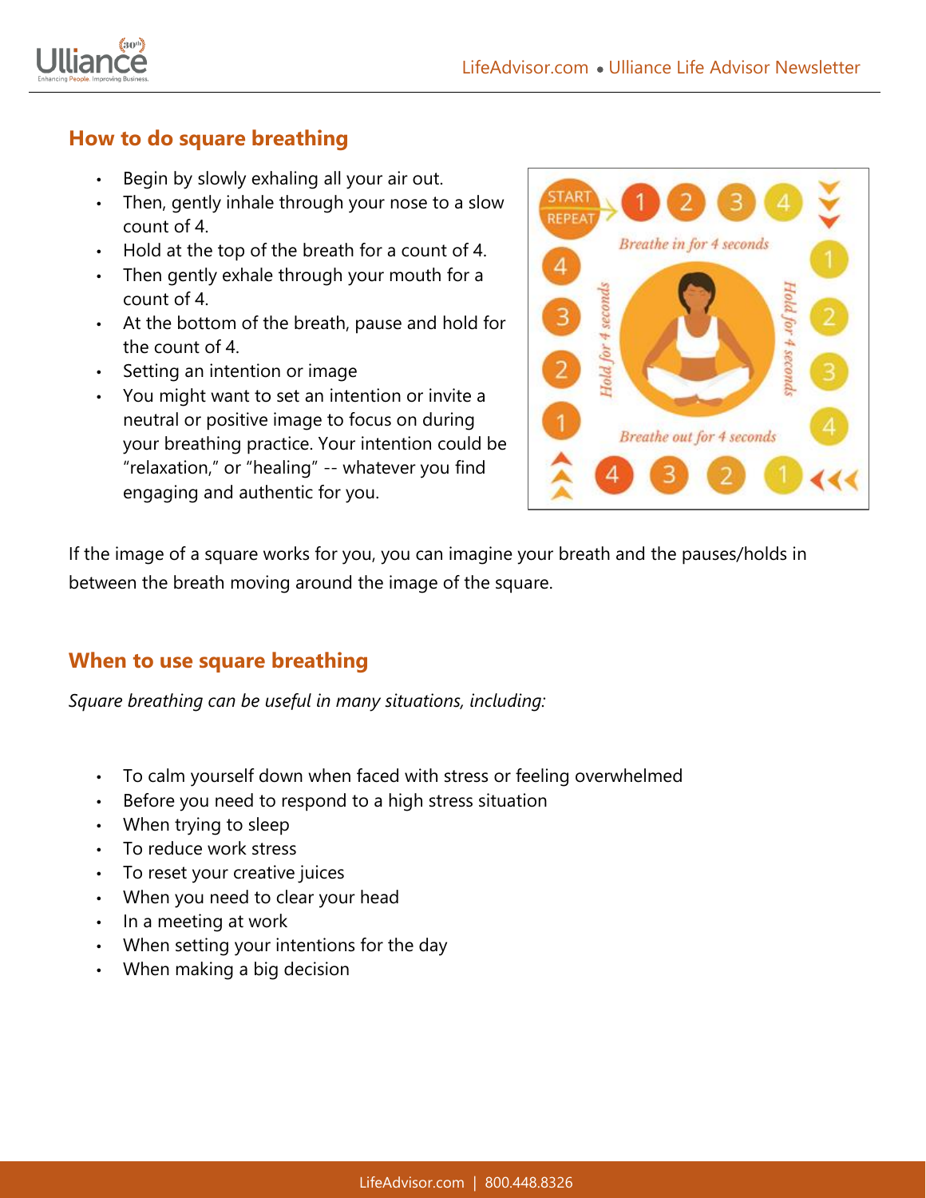## How to do square breathing

- Begin by slowly exhaling all your air out.
- Then, gently inhale through your nose to a slow count of 4.
- Hold at the top of the breath for a count of 4.
- Then gently exhale through your mouth for a count of 4.
- At the bottom of the breath, pause and hold for the count of 4.
- Setting an intention or image
- You might want to set an intention or invite a neutral or positive image to focus on during your breathing practice. Your intention could be "relaxation," or "healing" -- whatever you find engaging and authentic for you.

If the image of a square works for you, you can imagine your breath and the pauses/holds in between the breath moving around the image of the square.

## When to use square breathing

*Square breathing can be useful in many situations, including:*

- To calm yourself down when faced with stress or feeling overwhelmed
- Before you need to respond to a high stress situation
- When trying to sleep
- To reduce work stress
- To reset your creative juices
- When you need to clear your head
- In a meeting at work
- When setting your intentions for the day
- When making a big decision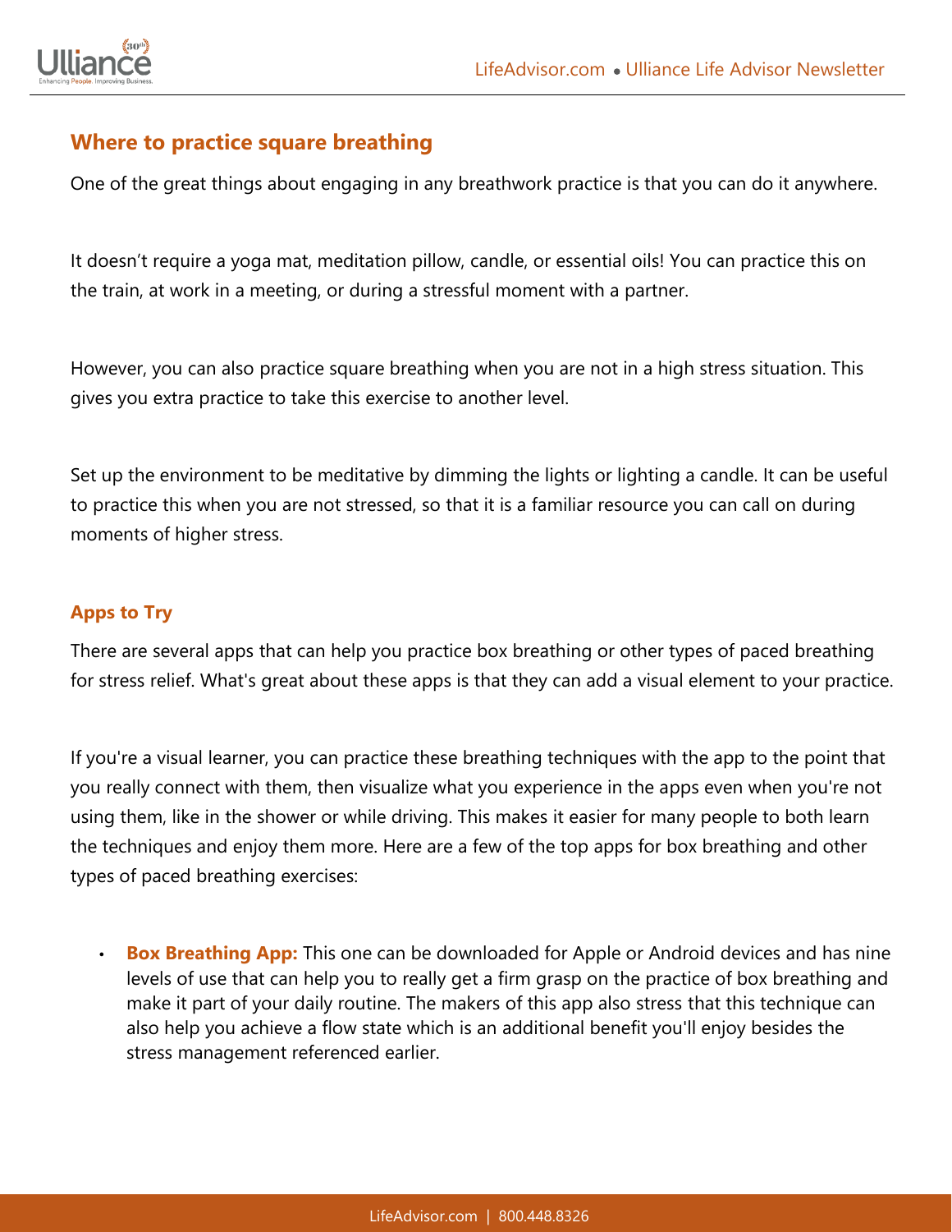## Where to practice square breathing

One of the great things about engaging in any breathwork practice is that you can do it anywhere.

It doesn't require a yoga mat, meditation pillow, candle, or essential oils! You can practice this on the train, at work in a meeting, or during a stressful moment with a partner.

However, you can also practice square breathing when you are not in a high stress situation. This gives you extra practice to take this exercise to another level.

Set up the environment to be meditative by dimming the lights or lighting a candle. It can be useful to practice this when you are not stressed, so that it is a familiar resource you can call on during moments of higher stress.

### Apps to Try

There are several apps that can help you practice box breathing or other types of paced breathing for stress relief. What's great about these apps is that they can add a visual element to your practice.

If you're a visual learner, you can practice these breathing techniques with the app to the point that you really connect with them, then visualize what you experience in the apps even when you're not using them, like in the shower or while driving. This makes it easier for many people to both learn the techniques and enjoy them more. Here are a few of the top apps for box breathing and other types of paced breathing exercises:

- **Box Breathing App:** This one can be downloaded for Apple or Android devices and has nine levels of use that can help you to really get a firm grasp on the practice of box breathing and make it part of your daily routine. The makers of this app also stress that this technique can also help you achieve a flow state which is an additional benefit you'll enjoy besides the stress management referenced earlier.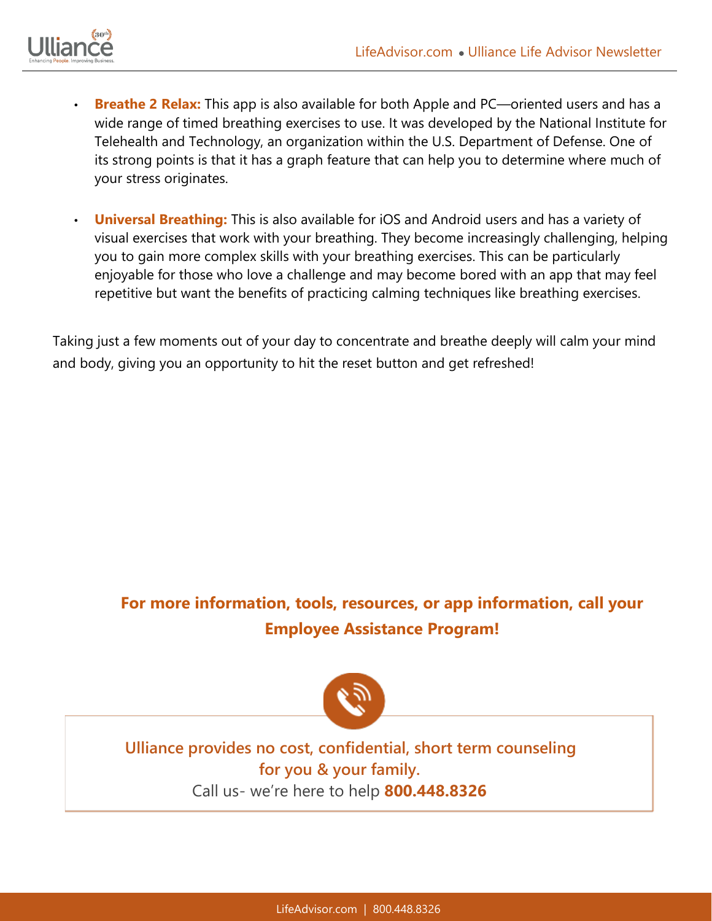- **Breathe 2 Relax:** This app is also available for both Apple and PC—oriented users and has a wide range of timed breathing exercises to use. It was developed by the National Institute for Telehealth and Technology, an organization within the U.S. Department of Defense. One of its strong points is that it has a graph feature that can help you to determine where much of your stress originates.

- **Universal Breathing:** This is also available for iOS and Android users and has a variety of visual exercises that work with your breathing. They become increasingly challenging, helping you to gain more complex skills with your breathing exercises. This can be particularly enjoyable for those who love a challenge and may become bored with an app that may feel repetitive but want the benefits of practicing calming techniques like breathing exercises.

Taking just a few moments out of your day to concentrate and breathe deeply will calm your mind and body, giving you an opportunity to hit the reset button and get refreshed!

**For more information, tools, resources, or app information, call your Employee Assistance Program!**

**Ulliance provides no cost, confidential, short term counseling for you & your family.**

Call us- we're here to help **800.448.8326**